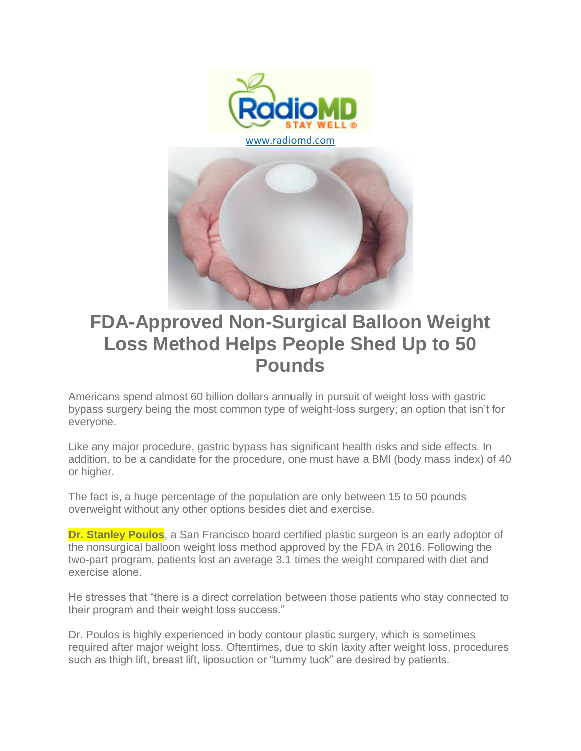www.radiomd.com

# FDA-Approved Non-Surgical Balloon Weight Loss Method Helps People Shed Up to 50 Pounds

Americans spend almost 60 billion dollars annually in pursuit of weight loss with gastric bypass surgery being the most common type of weight-loss surgery; an option that isn't for everyone.

Like any major procedure, gastric bypass has significant health risks and side effects. In addition, to be a candidate for the procedure, one must have a BMI (body mass index) of 40 or higher.

The fact is, a huge percentage of the population are only between 15 to 50 pounds overweight without any other options besides diet and exercise.

**Dr. Stanley Poulos**, a San Francisco board certified plastic surgeon is an early adoptor of the nonsurgical balloon weight loss method approved by the FDA in 2016. Following the two-part program, patients lost an average 3.1 times the weight compared with diet and exercise alone.

He stresses that "there is a direct correlation between those patients who stay connected to their program and their weight loss success."

Dr. Poulos is highly experienced in body contour plastic surgery, which is sometimes required after major weight loss. Oftentimes, due to skin laxity after weight loss, procedures such as thigh lift, breast lift, liposuction or "tummy tuck" are desired by patients.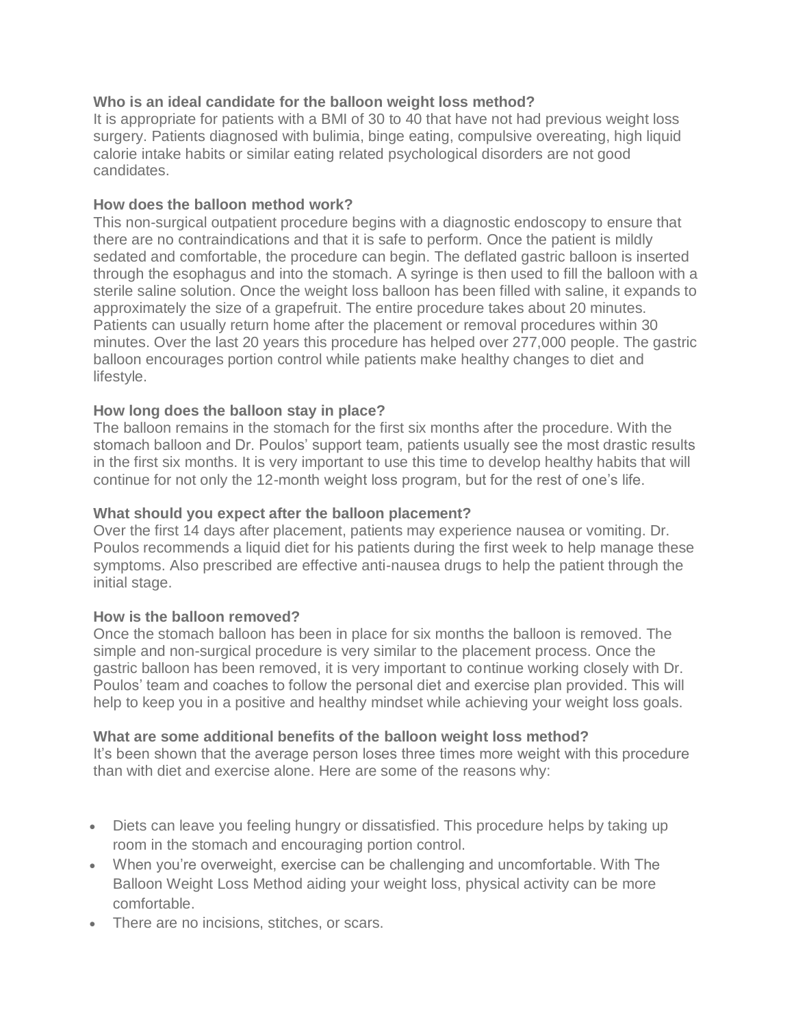**Who is an ideal candidate for the balloon weight loss method?**

It is appropriate for patients with a BMI of 30 to 40 that have not had previous weight loss surgery. Patients diagnosed with bulimia, binge eating, compulsive overeating, high liquid calorie intake habits or similar eating related psychological disorders are not good candidates.

**How does the balloon method work?**

This non-surgical outpatient procedure begins with a diagnostic endoscopy to ensure that there are no contraindications and that it is safe to perform. Once the patient is mildly sedated and comfortable, the procedure can begin. The deflated gastric balloon is inserted through the esophagus and into the stomach. A syringe is then used to fill the balloon with a sterile saline solution. Once the weight loss balloon has been filled with saline, it expands to approximately the size of a grapefruit. The entire procedure takes about 20 minutes. Patients can usually return home after the placement or removal procedures within 30 minutes. Over the last 20 years this procedure has helped over 277,000 people. The gastric balloon encourages portion control while patients make healthy changes to diet and lifestyle.

**How long does the balloon stay in place?**

The balloon remains in the stomach for the first six months after the procedure. With the stomach balloon and Dr. Poulos' support team, patients usually see the most drastic results in the first six months. It is very important to use this time to develop healthy habits that will continue for not only the 12-month weight loss program, but for the rest of one's life.

**What should you expect after the balloon placement?**

Over the first 14 days after placement, patients may experience nausea or vomiting. Dr. Poulos recommends a liquid diet for his patients during the first week to help manage these symptoms. Also prescribed are effective anti-nausea drugs to help the patient through the initial stage.

**How is the balloon removed?**

Once the stomach balloon has been in place for six months the balloon is removed. The simple and non-surgical procedure is very similar to the placement process. Once the gastric balloon has been removed, it is very important to continue working closely with Dr. Poulos' team and coaches to follow the personal diet and exercise plan provided. This will help to keep you in a positive and healthy mindset while achieving your weight loss goals.

**What are some additional benefits of the balloon weight loss method?**

It's been shown that the average person loses three times more weight with this procedure than with diet and exercise alone. Here are some of the reasons why:

- Diets can leave you feeling hungry or dissatisfied. This procedure helps by taking up room in the stomach and encouraging portion control.
- When you're overweight, exercise can be challenging and uncomfortable. With The Balloon Weight Loss Method aiding your weight loss, physical activity can be more comfortable.
- There are no incisions, stitches, or scars.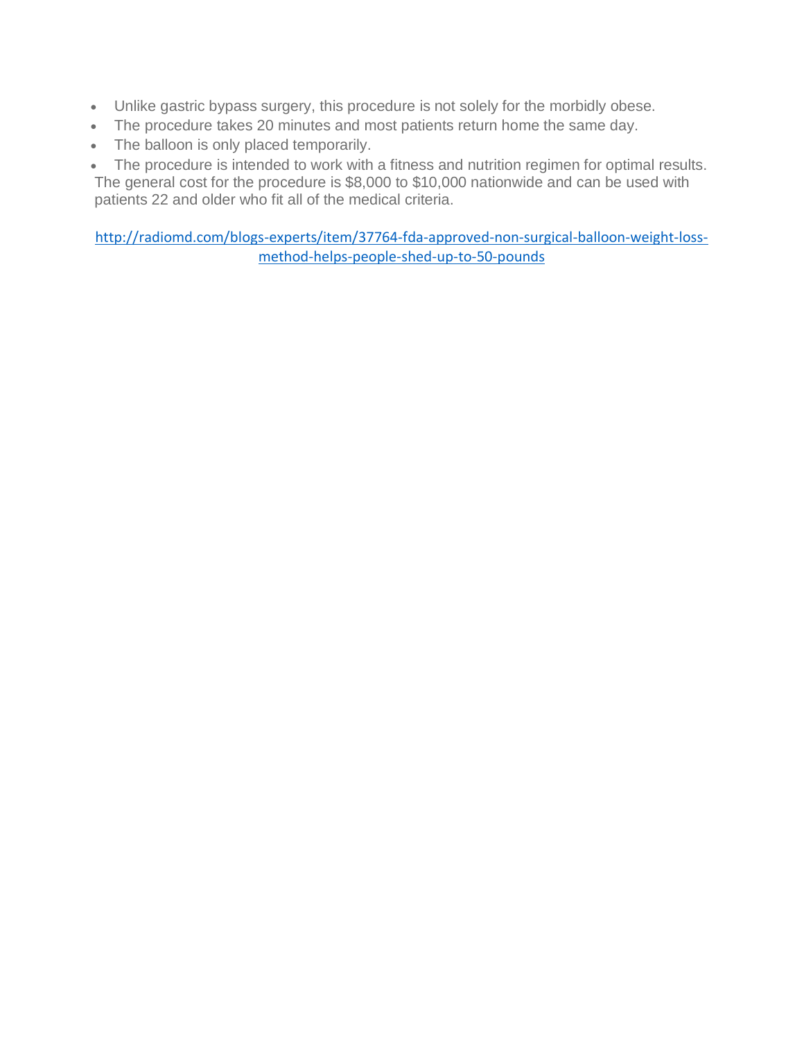- Unlike gastric bypass surgery, this procedure is not solely for the morbidly obese.
- The procedure takes 20 minutes and most patients return home the same day.
- The balloon is only placed temporarily.
- The procedure is intended to work with a fitness and nutrition regimen for optimal results.

The general cost for the procedure is $8,000 to $10,000 nationwide and can be used with patients 22 and older who fit all of the medical criteria.

http://radiomd.com/blogs-experts/item/37764-fda-approved-non-surgical-balloon-weight-loss-method-helps-people-shed-up-to-50-pounds